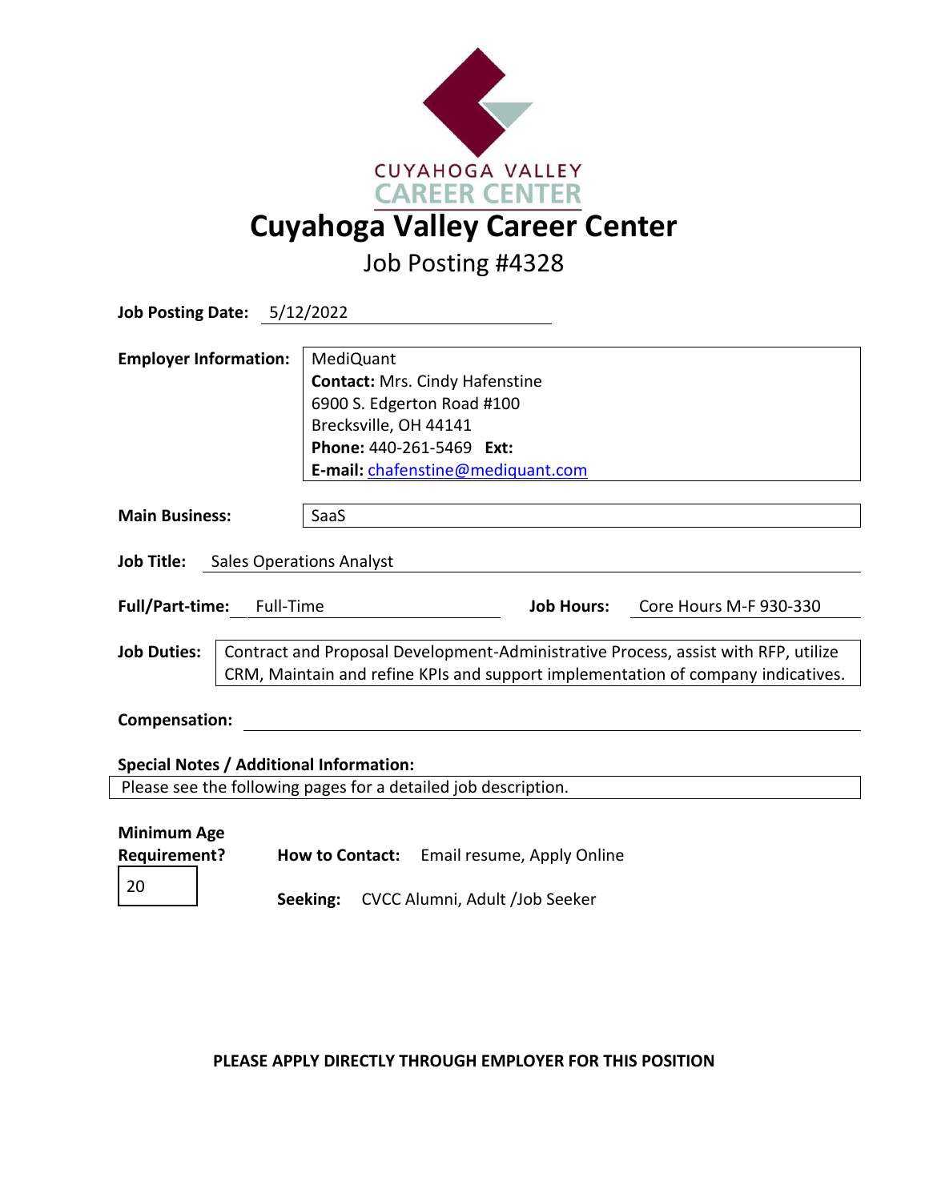CUYAHOGA VALLEY CAREER CENTER

# Cuyahoga Valley Career Center

## Job Posting #4328

**Job Posting Date:** 5/12/2022

**Employer Information:**
MediQuant
**Contact:** Mrs. Cindy Hafenstine
6900 S. Edgerton Road #100
Brecksville, OH 44141
**Phone:** 440-261-5469 **Ext:**
**E-mail:** chafenstine@mediquant.com

**Main Business:** SaaS

**Job Title:** Sales Operations Analyst

**Full/Part-time:** Full-Time **Job Hours:** Core Hours M-F 930-330

**Job Duties:** Contract and Proposal Development-Administrative Process, assist with RFP, utilize CRM, Maintain and refine KPIs and support implementation of company indicatives.

**Compensation:**

**Special Notes / Additional Information:**
Please see the following pages for a detailed job description.

**Minimum Age Requirement?** 20

**How to Contact:** Email resume, Apply Online

**Seeking:** CVCC Alumni, Adult /Job Seeker

**PLEASE APPLY DIRECTLY THROUGH EMPLOYER FOR THIS POSITION**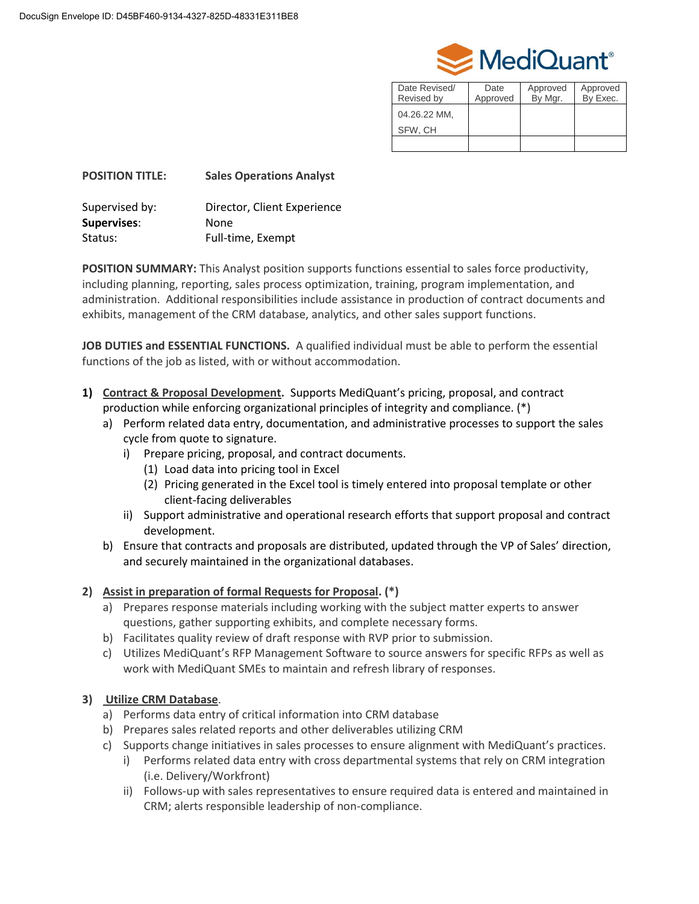DocuSign Envelope ID: D45BF460-9134-4327-825D-48331E311BE8

MediQuant®

| Date Revised/ Revised by | Date Approved | Approved By Mgr. | Approved By Exec. |
|---|---|---|---|
| 04.26.22 MM, SFW, CH | | | |
| | | | |

**POSITION TITLE:** **Sales Operations Analyst**

Supervised by: Director, Client Experience
**Supervises**: None
Status: Full-time, Exempt

**POSITION SUMMARY:** This Analyst position supports functions essential to sales force productivity, including planning, reporting, sales process optimization, training, program implementation, and administration. Additional responsibilities include assistance in production of contract documents and exhibits, management of the CRM database, analytics, and other sales support functions.

**JOB DUTIES and ESSENTIAL FUNCTIONS.** A qualified individual must be able to perform the essential functions of the job as listed, with or without accommodation.

1) **Contract & Proposal Development.** Supports MediQuant's pricing, proposal, and contract production while enforcing organizational principles of integrity and compliance. (*)
   a) Perform related data entry, documentation, and administrative processes to support the sales cycle from quote to signature.
      i) Prepare pricing, proposal, and contract documents.
         (1) Load data into pricing tool in Excel
         (2) Pricing generated in the Excel tool is timely entered into proposal template or other client-facing deliverables
      ii) Support administrative and operational research efforts that support proposal and contract development.
   b) Ensure that contracts and proposals are distributed, updated through the VP of Sales' direction, and securely maintained in the organizational databases.

2) **Assist in preparation of formal Requests for Proposal. (*)**
   a) Prepares response materials including working with the subject matter experts to answer questions, gather supporting exhibits, and complete necessary forms.
   b) Facilitates quality review of draft response with RVP prior to submission.
   c) Utilizes MediQuant's RFP Management Software to source answers for specific RFPs as well as work with MediQuant SMEs to maintain and refresh library of responses.

3) **Utilize CRM Database**.
   a) Performs data entry of critical information into CRM database
   b) Prepares sales related reports and other deliverables utilizing CRM
   c) Supports change initiatives in sales processes to ensure alignment with MediQuant's practices.
      i) Performs related data entry with cross departmental systems that rely on CRM integration (i.e. Delivery/Workfront)
      ii) Follows-up with sales representatives to ensure required data is entered and maintained in CRM; alerts responsible leadership of non-compliance.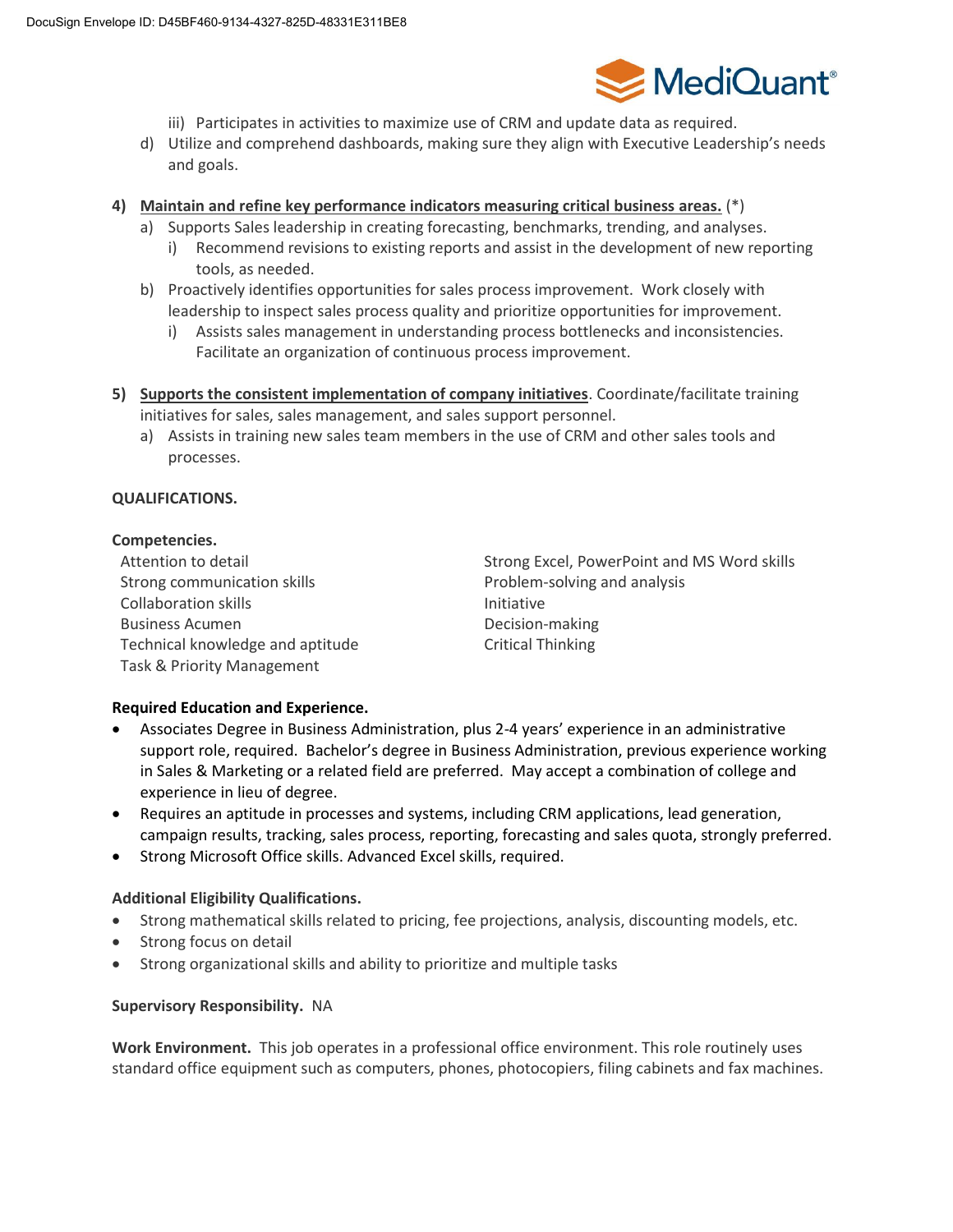iii) Participates in activities to maximize use of CRM and update data as required.

   d) Utilize and comprehend dashboards, making sure they align with Executive Leadership's needs and goals.

4) **<u>Maintain and refine key performance indicators measuring critical business areas.</u>** (*)
   a) Supports Sales leadership in creating forecasting, benchmarks, trending, and analyses.
      i) Recommend revisions to existing reports and assist in the development of new reporting tools, as needed.
   b) Proactively identifies opportunities for sales process improvement. Work closely with leadership to inspect sales process quality and prioritize opportunities for improvement.
      i) Assists sales management in understanding process bottlenecks and inconsistencies. Facilitate an organization of continuous process improvement.

5) **<u>Supports the consistent implementation of company initiatives</u>**. Coordinate/facilitate training initiatives for sales, sales management, and sales support personnel.
   a) Assists in training new sales team members in the use of CRM and other sales tools and processes.

**QUALIFICATIONS.**

**Competencies.**

- Attention to detail
- Strong communication skills
- Collaboration skills
- Business Acumen
- Technical knowledge and aptitude
- Task & Priority Management
- Strong Excel, PowerPoint and MS Word skills
- Problem-solving and analysis
- Initiative
- Decision-making
- Critical Thinking

**Required Education and Experience.**

- Associates Degree in Business Administration, plus 2-4 years' experience in an administrative support role, required. Bachelor's degree in Business Administration, previous experience working in Sales & Marketing or a related field are preferred. May accept a combination of college and experience in lieu of degree.
- Requires an aptitude in processes and systems, including CRM applications, lead generation, campaign results, tracking, sales process, reporting, forecasting and sales quota, strongly preferred.
- Strong Microsoft Office skills. Advanced Excel skills, required.

**Additional Eligibility Qualifications.**

- Strong mathematical skills related to pricing, fee projections, analysis, discounting models, etc.
- Strong focus on detail
- Strong organizational skills and ability to prioritize and multiple tasks

**Supervisory Responsibility.** NA

**Work Environment.** This job operates in a professional office environment. This role routinely uses standard office equipment such as computers, phones, photocopiers, filing cabinets and fax machines.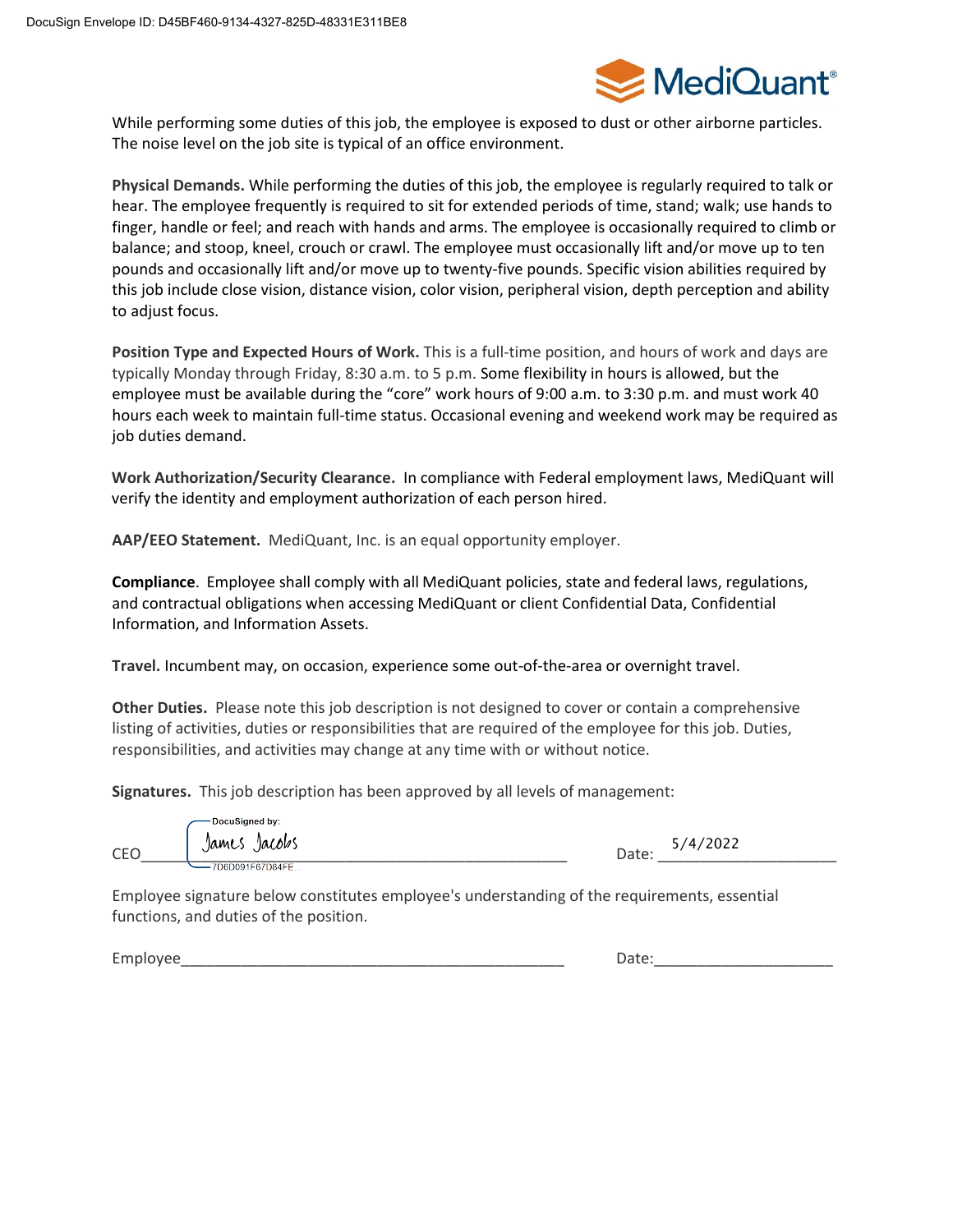While performing some duties of this job, the employee is exposed to dust or other airborne particles. The noise level on the job site is typical of an office environment.

**Physical Demands.** While performing the duties of this job, the employee is regularly required to talk or hear. The employee frequently is required to sit for extended periods of time, stand; walk; use hands to finger, handle or feel; and reach with hands and arms. The employee is occasionally required to climb or balance; and stoop, kneel, crouch or crawl. The employee must occasionally lift and/or move up to ten pounds and occasionally lift and/or move up to twenty-five pounds. Specific vision abilities required by this job include close vision, distance vision, color vision, peripheral vision, depth perception and ability to adjust focus.

**Position Type and Expected Hours of Work.** This is a full-time position, and hours of work and days are typically Monday through Friday, 8:30 a.m. to 5 p.m. Some flexibility in hours is allowed, but the employee must be available during the "core" work hours of 9:00 a.m. to 3:30 p.m. and must work 40 hours each week to maintain full-time status. Occasional evening and weekend work may be required as job duties demand.

**Work Authorization/Security Clearance.** In compliance with Federal employment laws, MediQuant will verify the identity and employment authorization of each person hired.

**AAP/EEO Statement.** MediQuant, Inc. is an equal opportunity employer.

**Compliance**. Employee shall comply with all MediQuant policies, state and federal laws, regulations, and contractual obligations when accessing MediQuant or client Confidential Data, Confidential Information, and Information Assets.

**Travel.** Incumbent may, on occasion, experience some out-of-the-area or overnight travel.

**Other Duties.** Please note this job description is not designed to cover or contain a comprehensive listing of activities, duties or responsibilities that are required of the employee for this job. Duties, responsibilities, and activities may change at any time with or without notice.

**Signatures.** This job description has been approved by all levels of management:

CEO ______ DocuSigned by: James Jacobs 7D6D091F67D84FE... Date: 5/4/2022

Employee signature below constitutes employee's understanding of the requirements, essential functions, and duties of the position.

Employee______________________________ Date:____________________